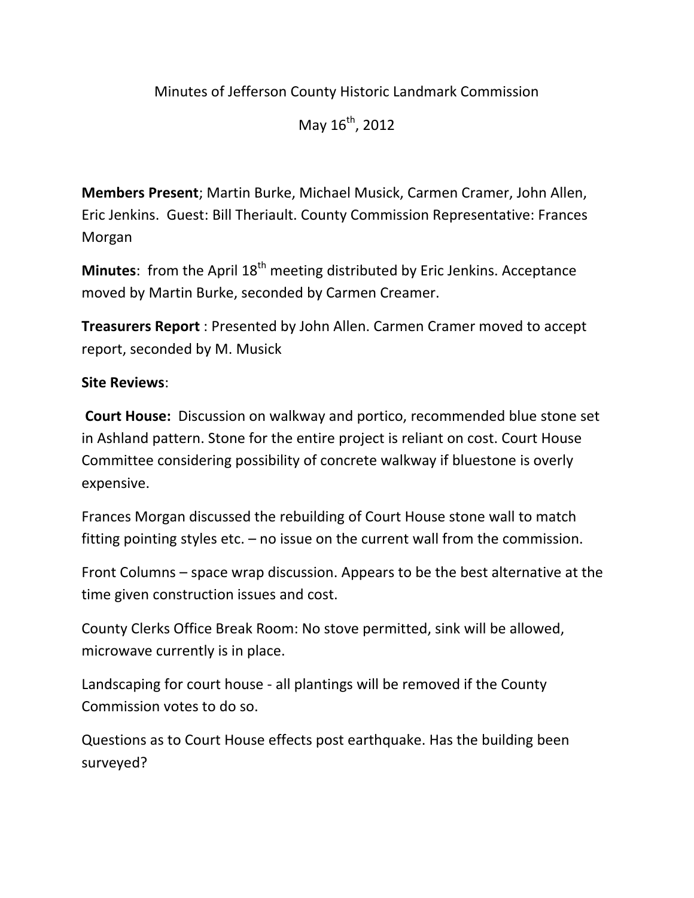Minutes of Jefferson County Historic Landmark Commission

May 16th, 2012

**Members Present**; Martin Burke, Michael Musick, Carmen Cramer, John Allen, Eric Jenkins. Guest: Bill Theriault. County Commission Representative: Frances Morgan

**Minutes**: from the April 18th meeting distributed by Eric Jenkins. Acceptance moved by Martin Burke, seconded by Carmen Creamer.

**Treasurers Report** : Presented by John Allen. Carmen Cramer moved to accept report, seconded by M. Musick

**Site Reviews**:

**Court House:** Discussion on walkway and portico, recommended blue stone set in Ashland pattern. Stone for the entire project is reliant on cost. Court House Committee considering possibility of concrete walkway if bluestone is overly expensive.

Frances Morgan discussed the rebuilding of Court House stone wall to match fitting pointing styles etc. – no issue on the current wall from the commission.

Front Columns – space wrap discussion. Appears to be the best alternative at the time given construction issues and cost.

County Clerks Office Break Room: No stove permitted, sink will be allowed, microwave currently is in place.

Landscaping for court house - all plantings will be removed if the County Commission votes to do so.

Questions as to Court House effects post earthquake. Has the building been surveyed?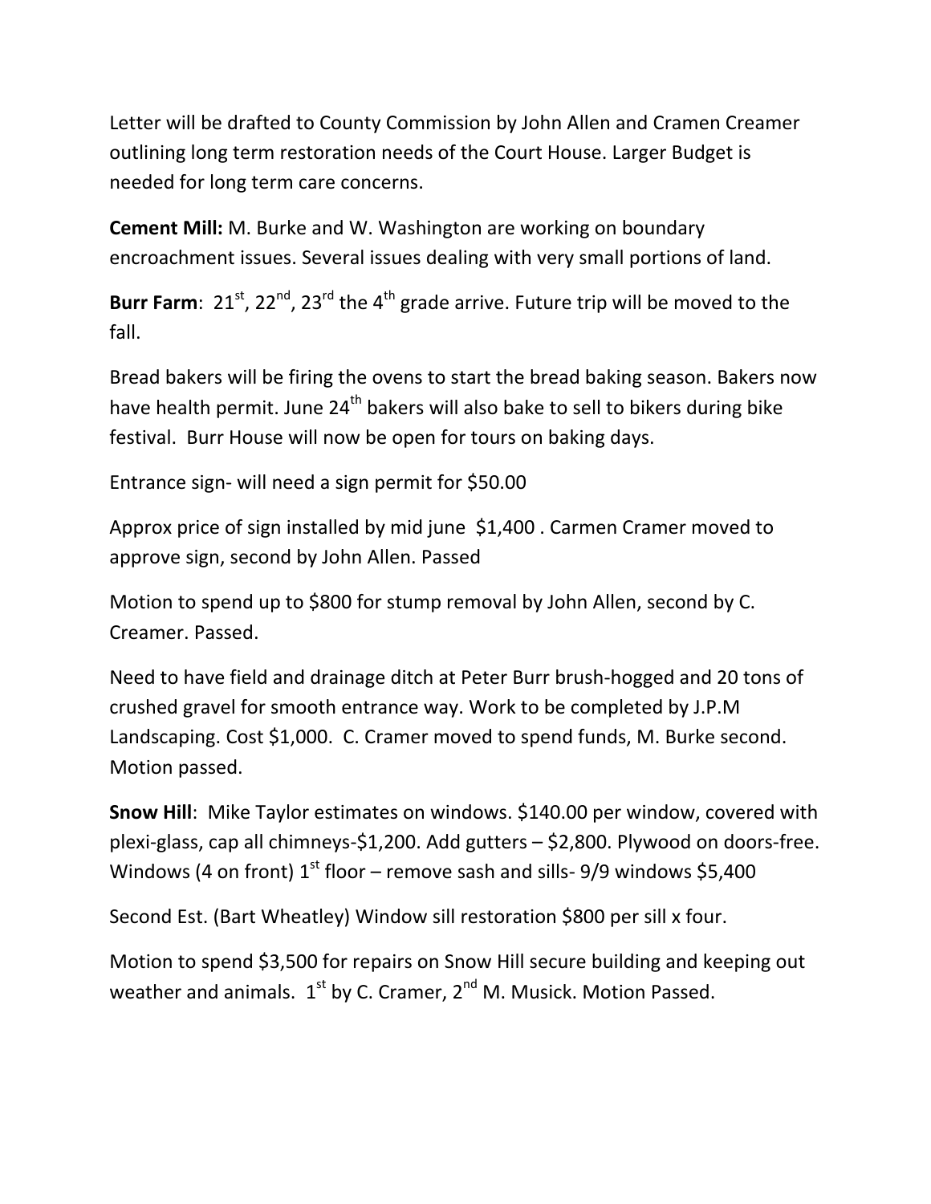Letter will be drafted to County Commission by John Allen and Cramen Creamer outlining long term restoration needs of the Court House. Larger Budget is needed for long term care concerns.

**Cement Mill:** M. Burke and W. Washington are working on boundary encroachment issues. Several issues dealing with very small portions of land.

**Burr Farm**: 21st, 22nd, 23rd the 4th grade arrive. Future trip will be moved to the fall.

Bread bakers will be firing the ovens to start the bread baking season. Bakers now have health permit. June 24th bakers will also bake to sell to bikers during bike festival. Burr House will now be open for tours on baking days.

Entrance sign- will need a sign permit for $50.00

Approx price of sign installed by mid june $1,400 . Carmen Cramer moved to approve sign, second by John Allen. Passed

Motion to spend up to $800 for stump removal by John Allen, second by C. Creamer. Passed.

Need to have field and drainage ditch at Peter Burr brush-hogged and 20 tons of crushed gravel for smooth entrance way. Work to be completed by J.P.M Landscaping. Cost $1,000. C. Cramer moved to spend funds, M. Burke second. Motion passed.

**Snow Hill**: Mike Taylor estimates on windows. $140.00 per window, covered with plexi-glass, cap all chimneys-$1,200. Add gutters – $2,800. Plywood on doors-free. Windows (4 on front) 1st floor – remove sash and sills- 9/9 windows $5,400

Second Est. (Bart Wheatley) Window sill restoration $800 per sill x four.

Motion to spend $3,500 for repairs on Snow Hill secure building and keeping out weather and animals. 1st by C. Cramer, 2nd M. Musick. Motion Passed.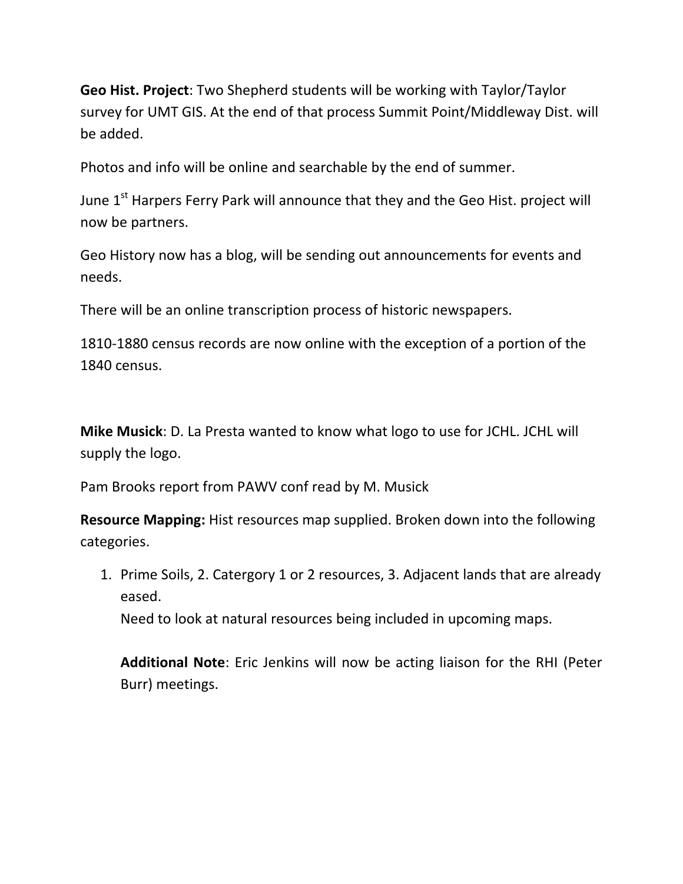**Geo Hist. Project**: Two Shepherd students will be working with Taylor/Taylor survey for UMT GIS. At the end of that process Summit Point/Middleway Dist. will be added.

Photos and info will be online and searchable by the end of summer.

June 1st Harpers Ferry Park will announce that they and the Geo Hist. project will now be partners.

Geo History now has a blog, will be sending out announcements for events and needs.

There will be an online transcription process of historic newspapers.

1810-1880 census records are now online with the exception of a portion of the 1840 census.

**Mike Musick**: D. La Presta wanted to know what logo to use for JCHL. JCHL will supply the logo.

Pam Brooks report from PAWV conf read by M. Musick

**Resource Mapping:** Hist resources map supplied. Broken down into the following categories.

1. Prime Soils, 2. Catergory 1 or 2 resources, 3. Adjacent lands that are already eased.
   Need to look at natural resources being included in upcoming maps.

   **Additional Note**: Eric Jenkins will now be acting liaison for the RHI (Peter Burr) meetings.